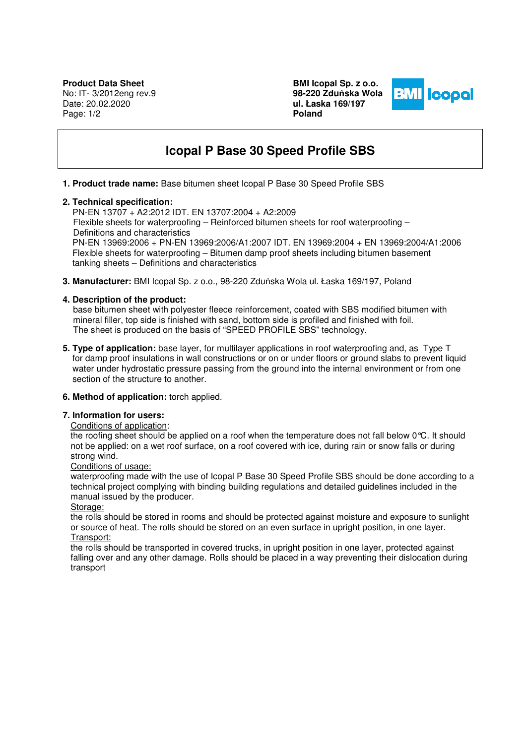**Product Data Sheet**
No: IT- 3/2012eng rev.9
Date: 20.02.2020

**BMI Icopal Sp. z o.o.**
**98-220 Zduńska Wola**
**ul. Łaska 169/197**
**Poland**

# Icopal P Base 30 Speed Profile SBS

1. **Product trade name:** Base bitumen sheet Icopal P Base 30 Speed Profile SBS

2. **Technical specification:**
   PN-EN 13707 + A2:2012 IDT. EN 13707:2004 + A2:2009
   Flexible sheets for waterproofing – Reinforced bitumen sheets for roof waterproofing – Definitions and characteristics
   PN-EN 13969:2006 + PN-EN 13969:2006/A1:2007 IDT. EN 13969:2004 + EN 13969:2004/A1:2006
   Flexible sheets for waterproofing – Bitumen damp proof sheets including bitumen basement tanking sheets – Definitions and characteristics

3. **Manufacturer:** BMI Icopal Sp. z o.o., 98-220 Zduńska Wola ul. Łaska 169/197, Poland

4. **Description of the product:**
   base bitumen sheet with polyester fleece reinforcement, coated with SBS modified bitumen with mineral filler, top side is finished with sand, bottom side is profiled and finished with foil.
   The sheet is produced on the basis of "SPEED PROFILE SBS" technology.

5. **Type of application:** base layer, for multilayer applications in roof waterproofing and, as Type T for damp proof insulations in wall constructions or on or under floors or ground slabs to prevent liquid water under hydrostatic pressure passing from the ground into the internal environment or from one section of the structure to another.

6. **Method of application:** torch applied.

7. **Information for users:**
   Conditions of application:
   the roofing sheet should be applied on a roof when the temperature does not fall below 0℃. It should not be applied: on a wet roof surface, on a roof covered with ice, during rain or snow falls or during strong wind.
   Conditions of usage:
   waterproofing made with the use of Icopal P Base 30 Speed Profile SBS should be done according to a technical project complying with binding building regulations and detailed guidelines included in the manual issued by the producer.
   Storage:
   the rolls should be stored in rooms and should be protected against moisture and exposure to sunlight or source of heat. The rolls should be stored on an even surface in upright position, in one layer.
   Transport:
   the rolls should be transported in covered trucks, in upright position in one layer, protected against falling over and any other damage. Rolls should be placed in a way preventing their dislocation during transport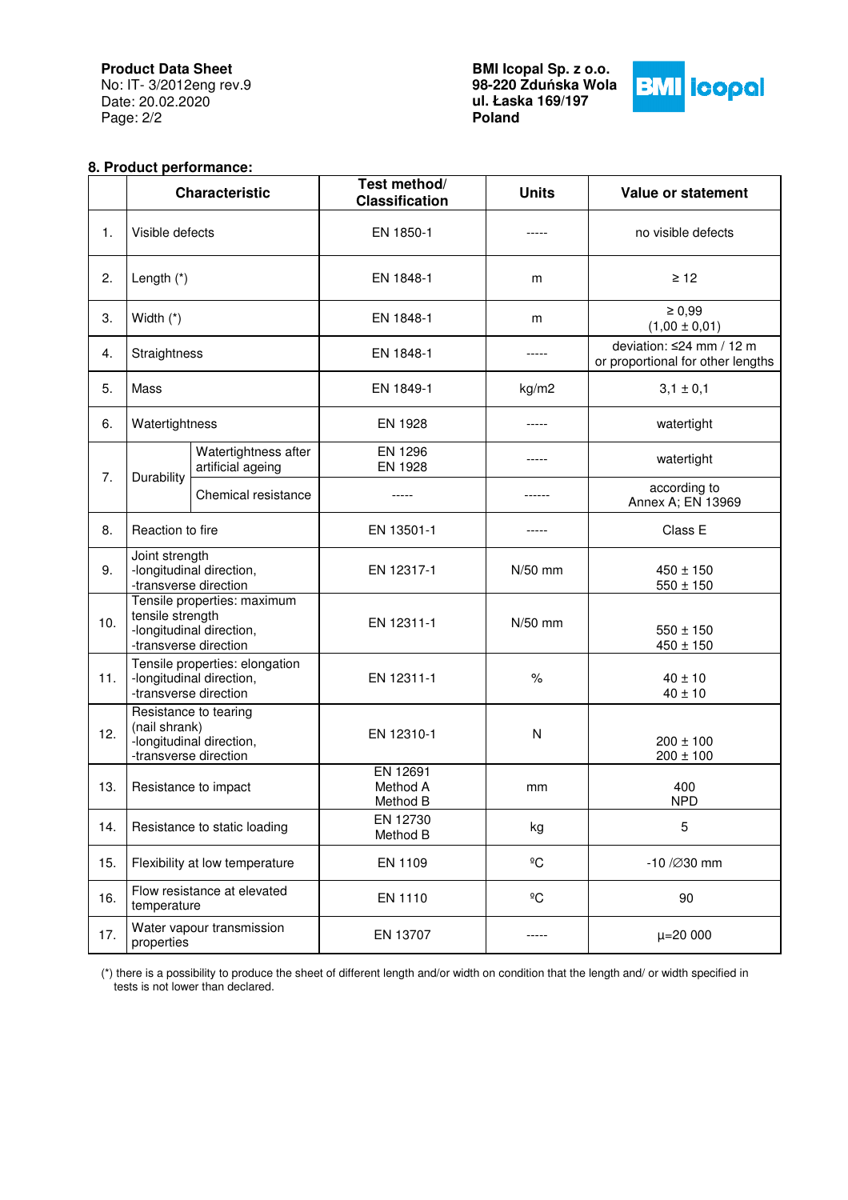**Product Data Sheet**
No: IT- 3/2012eng rev.9
Date: 20.02.2020
Page: 2/2

**BMI Icopal Sp. z o.o.**
**98-220 Zduńska Wola**
**ul. Łaska 169/197**
**Poland**

## 8. Product performance:

| | Characteristic | | Test method/ Classification | Units | Value or statement |
|---|---|---|---|---|---|
| 1. | Visible defects | | EN 1850-1 | ----- | no visible defects |
| 2. | Length (*) | | EN 1848-1 | m | ≥ 12 |
| 3. | Width (*) | | EN 1848-1 | m | ≥ 0,99 (1,00 ± 0,01) |
| 4. | Straightness | | EN 1848-1 | ----- | deviation: ≤24 mm / 12 m or proportional for other lengths |
| 5. | Mass | | EN 1849-1 | kg/m2 | 3,1 ± 0,1 |
| 6. | Watertightness | | EN 1928 | ----- | watertight |
| 7. | Durability | Watertightness after artificial ageing | EN 1296 EN 1928 | ----- | watertight |
| | | Chemical resistance | ----- | ------ | according to Annex A; EN 13969 |
| 8. | Reaction to fire | | EN 13501-1 | ----- | Class E |
| 9. | Joint strength -longitudinal direction, -transverse direction | | EN 12317-1 | N/50 mm | 450 ± 150 550 ± 150 |
| 10. | Tensile properties: maximum tensile strength -longitudinal direction, -transverse direction | | EN 12311-1 | N/50 mm | 550 ± 150 450 ± 150 |
| 11. | Tensile properties: elongation -longitudinal direction, -transverse direction | | EN 12311-1 | % | 40 ± 10 40 ± 10 |
| 12. | Resistance to tearing (nail shrank) -longitudinal direction, -transverse direction | | EN 12310-1 | N | 200 ± 100 200 ± 100 |
| 13. | Resistance to impact | | EN 12691 Method A Method B | mm | 400 NPD |
| 14. | Resistance to static loading | | EN 12730 Method B | kg | 5 |
| 15. | Flexibility at low temperature | | EN 1109 | ºC | -10 /∅30 mm |
| 16. | Flow resistance at elevated temperature | | EN 1110 | ºC | 90 |
| 17. | Water vapour transmission properties | | EN 13707 | ----- | μ=20 000 |

(*) there is a possibility to produce the sheet of different length and/or width on condition that the length and/ or width specified in tests is not lower than declared.